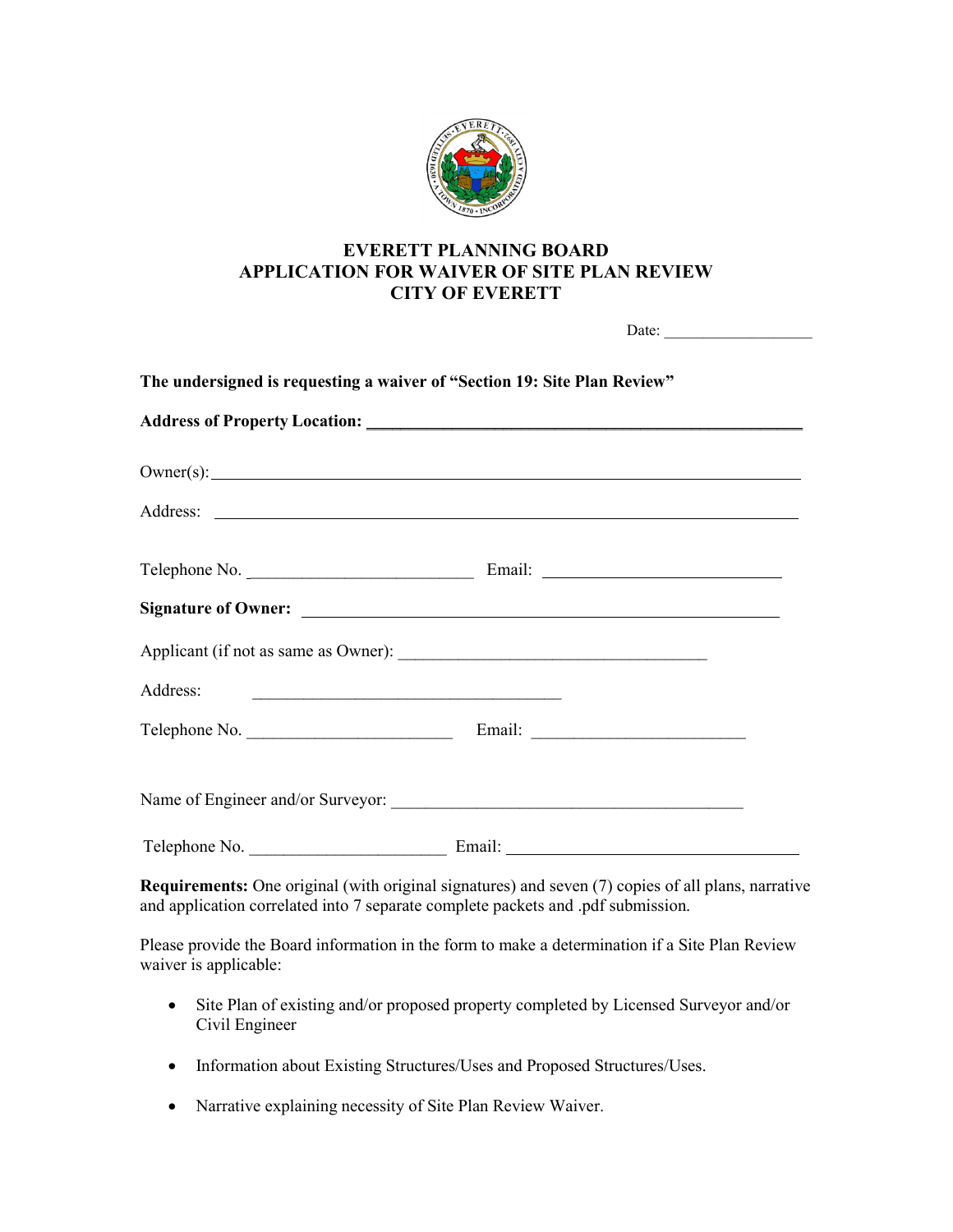# EVERETT PLANNING BOARD
# APPLICATION FOR WAIVER OF SITE PLAN REVIEW
# CITY OF EVERETT

Date: ___________________

**The undersigned is requesting a waiver of "Section 19: Site Plan Review"**

**Address of Property Location: _______________________________________________________**

Owner(s): ___________________________________________________________________________

Address: ___________________________________________________________________________

Telephone No. ___________________________ Email: _____________________________

**Signature of Owner:** ____________________________________________________________

Applicant (if not as same as Owner): _____________________________________

Address: _____________________________________

Telephone No. _________________________ Email: __________________________

Name of Engineer and/or Surveyor: ___________________________________________

Telephone No. ________________________ Email: ____________________________________

**Requirements:** One original (with original signatures) and seven (7) copies of all plans, narrative and application correlated into 7 separate complete packets and .pdf submission.

Please provide the Board information in the form to make a determination if a Site Plan Review waiver is applicable:

- Site Plan of existing and/or proposed property completed by Licensed Surveyor and/or Civil Engineer
- Information about Existing Structures/Uses and Proposed Structures/Uses.
- Narrative explaining necessity of Site Plan Review Waiver.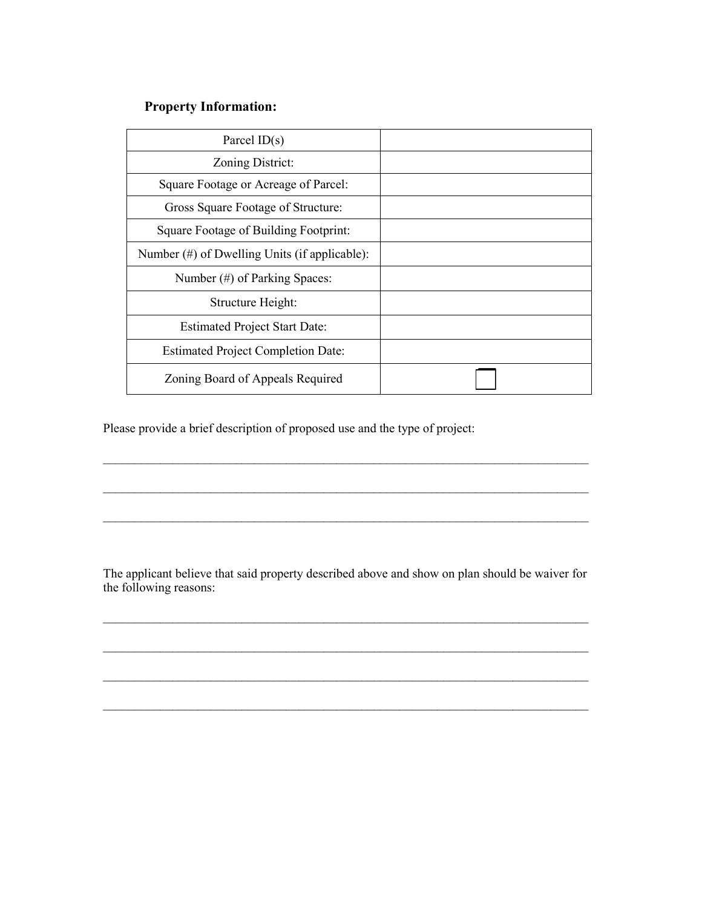**Property Information:**

| | |
|---|---|
| Parcel ID(s) | |
| Zoning District: | |
| Square Footage or Acreage of Parcel: | |
| Gross Square Footage of Structure: | |
| Square Footage of Building Footprint: | |
| Number (#) of Dwelling Units (if applicable): | |
| Number (#) of Parking Spaces: | |
| Structure Height: | |
| Estimated Project Start Date: | |
| Estimated Project Completion Date: | |
| Zoning Board of Appeals Required | ☐ |

Please provide a brief description of proposed use and the type of project:

\_\_\_\_\_\_\_\_\_\_\_\_\_\_\_\_\_\_\_\_\_\_\_\_\_\_\_\_\_\_\_\_\_\_\_\_\_\_\_\_\_\_\_\_\_\_\_\_\_\_\_\_\_\_\_\_\_\_\_\_\_\_\_\_\_\_\_\_\_\_\_\_\_\_\_\_

\_\_\_\_\_\_\_\_\_\_\_\_\_\_\_\_\_\_\_\_\_\_\_\_\_\_\_\_\_\_\_\_\_\_\_\_\_\_\_\_\_\_\_\_\_\_\_\_\_\_\_\_\_\_\_\_\_\_\_\_\_\_\_\_\_\_\_\_\_\_\_\_\_\_\_\_

\_\_\_\_\_\_\_\_\_\_\_\_\_\_\_\_\_\_\_\_\_\_\_\_\_\_\_\_\_\_\_\_\_\_\_\_\_\_\_\_\_\_\_\_\_\_\_\_\_\_\_\_\_\_\_\_\_\_\_\_\_\_\_\_\_\_\_\_\_\_\_\_\_\_\_\_

The applicant believe that said property described above and show on plan should be waiver for the following reasons:

\_\_\_\_\_\_\_\_\_\_\_\_\_\_\_\_\_\_\_\_\_\_\_\_\_\_\_\_\_\_\_\_\_\_\_\_\_\_\_\_\_\_\_\_\_\_\_\_\_\_\_\_\_\_\_\_\_\_\_\_\_\_\_\_\_\_\_\_\_\_\_\_\_\_\_\_

\_\_\_\_\_\_\_\_\_\_\_\_\_\_\_\_\_\_\_\_\_\_\_\_\_\_\_\_\_\_\_\_\_\_\_\_\_\_\_\_\_\_\_\_\_\_\_\_\_\_\_\_\_\_\_\_\_\_\_\_\_\_\_\_\_\_\_\_\_\_\_\_\_\_\_\_

\_\_\_\_\_\_\_\_\_\_\_\_\_\_\_\_\_\_\_\_\_\_\_\_\_\_\_\_\_\_\_\_\_\_\_\_\_\_\_\_\_\_\_\_\_\_\_\_\_\_\_\_\_\_\_\_\_\_\_\_\_\_\_\_\_\_\_\_\_\_\_\_\_\_\_\_

\_\_\_\_\_\_\_\_\_\_\_\_\_\_\_\_\_\_\_\_\_\_\_\_\_\_\_\_\_\_\_\_\_\_\_\_\_\_\_\_\_\_\_\_\_\_\_\_\_\_\_\_\_\_\_\_\_\_\_\_\_\_\_\_\_\_\_\_\_\_\_\_\_\_\_\_